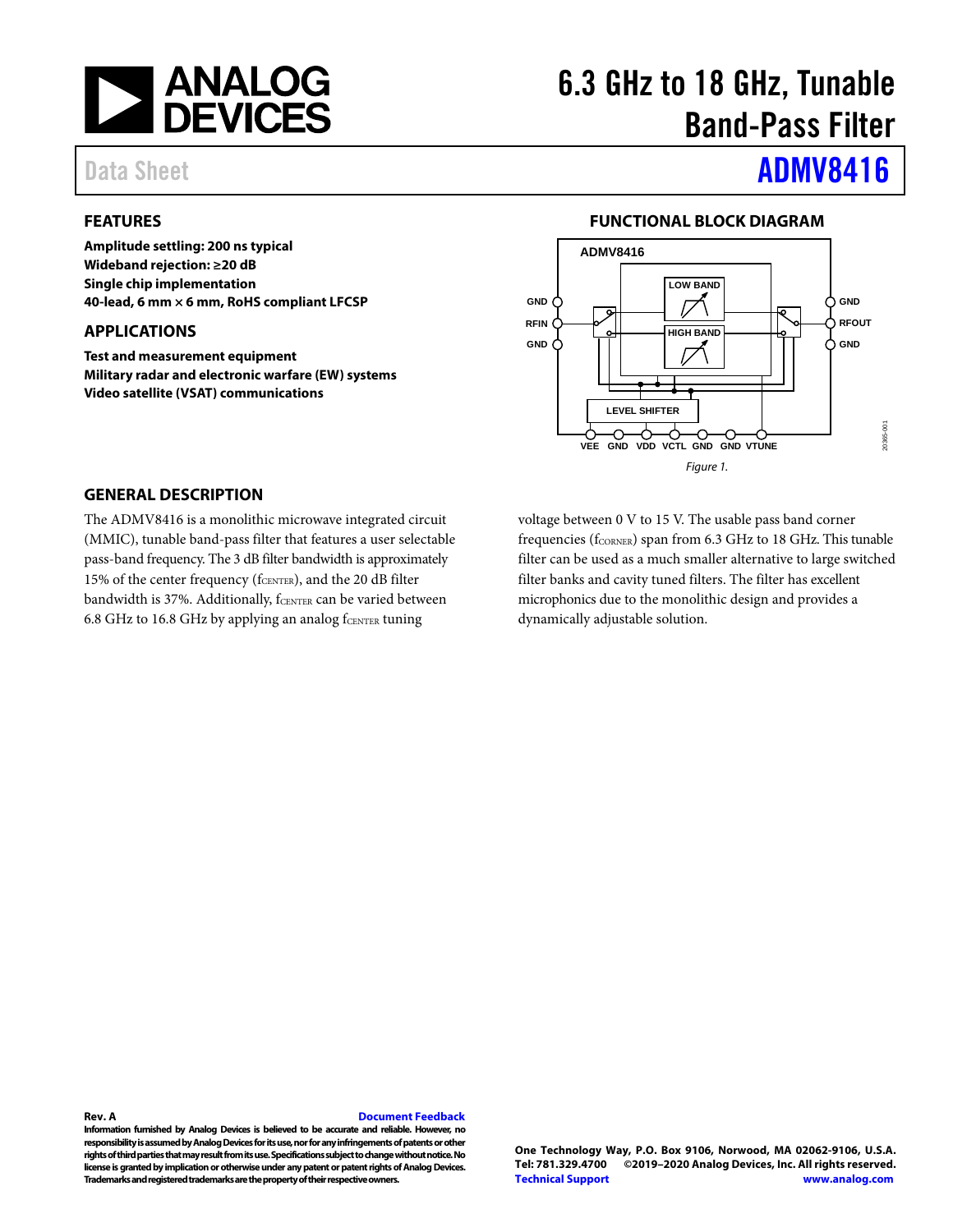# 6.3 GHz to 18 GHz, Tunable Band-Pass Filter

Data Sheet **ADMV8416**

## FEATURES

**Amplitude settling: 200 ns typical**
**Wideband rejection: ≥20 dB**
**Single chip implementation**
**40-lead, 6 mm × 6 mm, RoHS compliant LFCSP**

## APPLICATIONS

**Test and measurement equipment**
**Military radar and electronic warfare (EW) systems**
**Video satellite (VSAT) communications**

## FUNCTIONAL BLOCK DIAGRAM

*Figure 1.*

## GENERAL DESCRIPTION

The ADMV8416 is a monolithic microwave integrated circuit (MMIC), tunable band-pass filter that features a user selectable pass-band frequency. The 3 dB filter bandwidth is approximately 15% of the center frequency ($f_{CENTER}$), and the 20 dB filter bandwidth is 37%. Additionally, $f_{CENTER}$ can be varied between 6.8 GHz to 16.8 GHz by applying an analog $f_{CENTER}$ tuning voltage between 0 V to 15 V. The usable pass band corner frequencies ($f_{CORNER}$) span from 6.3 GHz to 18 GHz. This tunable filter can be used as a much smaller alternative to large switched filter banks and cavity tuned filters. The filter has excellent microphonics due to the monolithic design and provides a dynamically adjustable solution.

**Rev. A**

**Information furnished by Analog Devices is believed to be accurate and reliable. However, no responsibility is assumed by Analog Devices for its use, nor for any infringements of patents or other rights of third parties that may result from its use. Specifications subject to change without notice. No license is granted by implication or otherwise under any patent or patent rights of Analog Devices. Trademarks and registered trademarks are the property of their respective owners.**

**One Technology Way, P.O. Box 9106, Norwood, MA 02062-9106, U.S.A.**
**Tel: 781.329.4700 ©2019–2020 Analog Devices, Inc. All rights reserved.**
**Technical Support www.analog.com**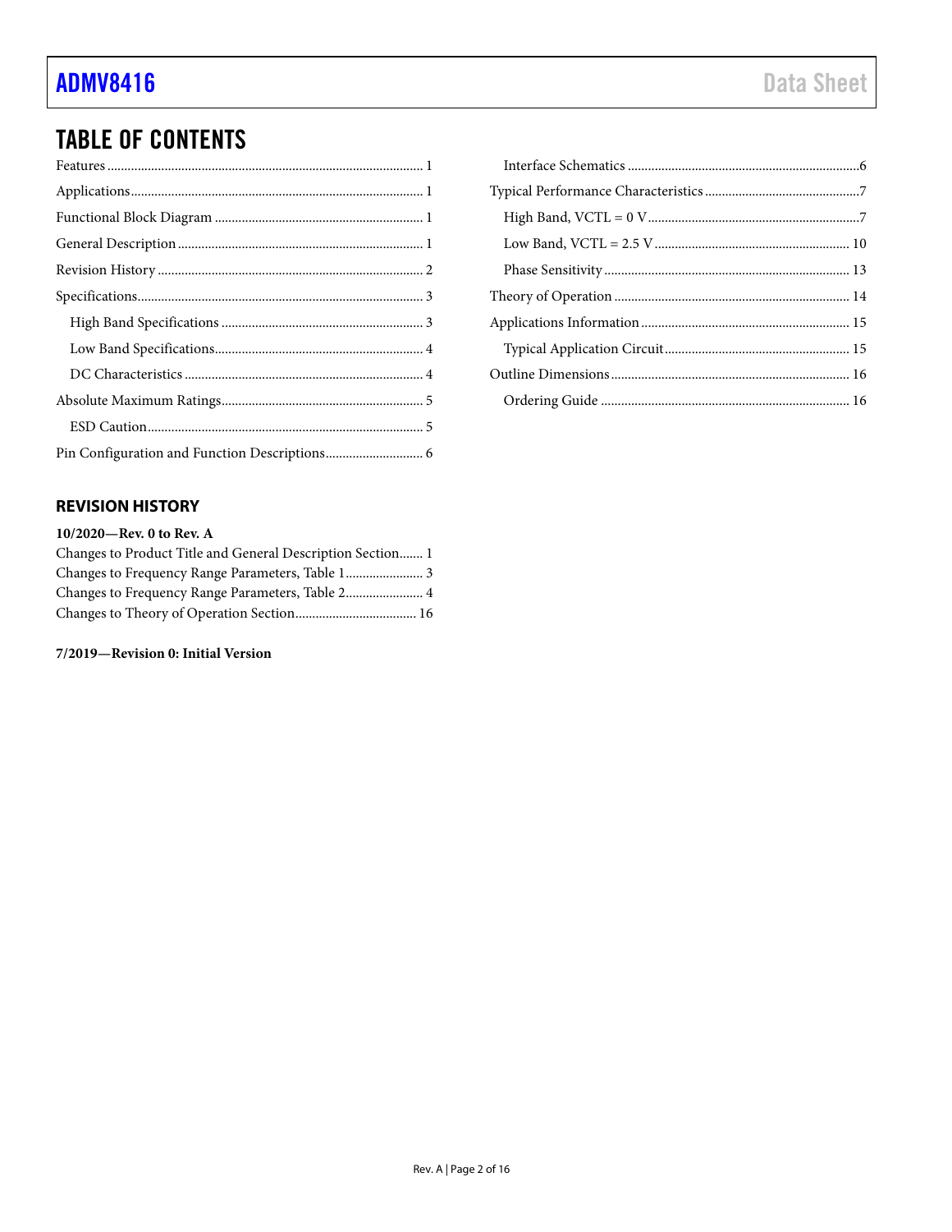## TABLE OF CONTENTS

Features ... 1
Applications ... 1
Functional Block Diagram ... 1
General Description ... 1
Revision History ... 2
Specifications ... 3
  High Band Specifications ... 3
  Low Band Specifications ... 4
  DC Characteristics ... 4
Absolute Maximum Ratings ... 5
  ESD Caution ... 5
Pin Configuration and Function Descriptions ... 6
  Interface Schematics ... 6
Typical Performance Characteristics ... 7
  High Band, VCTL = 0 V ... 7
  Low Band, VCTL = 2.5 V ... 10
  Phase Sensitivity ... 13
Theory of Operation ... 14
Applications Information ... 15
  Typical Application Circuit ... 15
Outline Dimensions ... 16
  Ordering Guide ... 16

### REVISION HISTORY

**10/2020—Rev. 0 to Rev. A**

Changes to Product Title and General Description Section ... 1
Changes to Frequency Range Parameters, Table 1 ... 3
Changes to Frequency Range Parameters, Table 2 ... 4
Changes to Theory of Operation Section ... 16

**7/2019—Revision 0: Initial Version**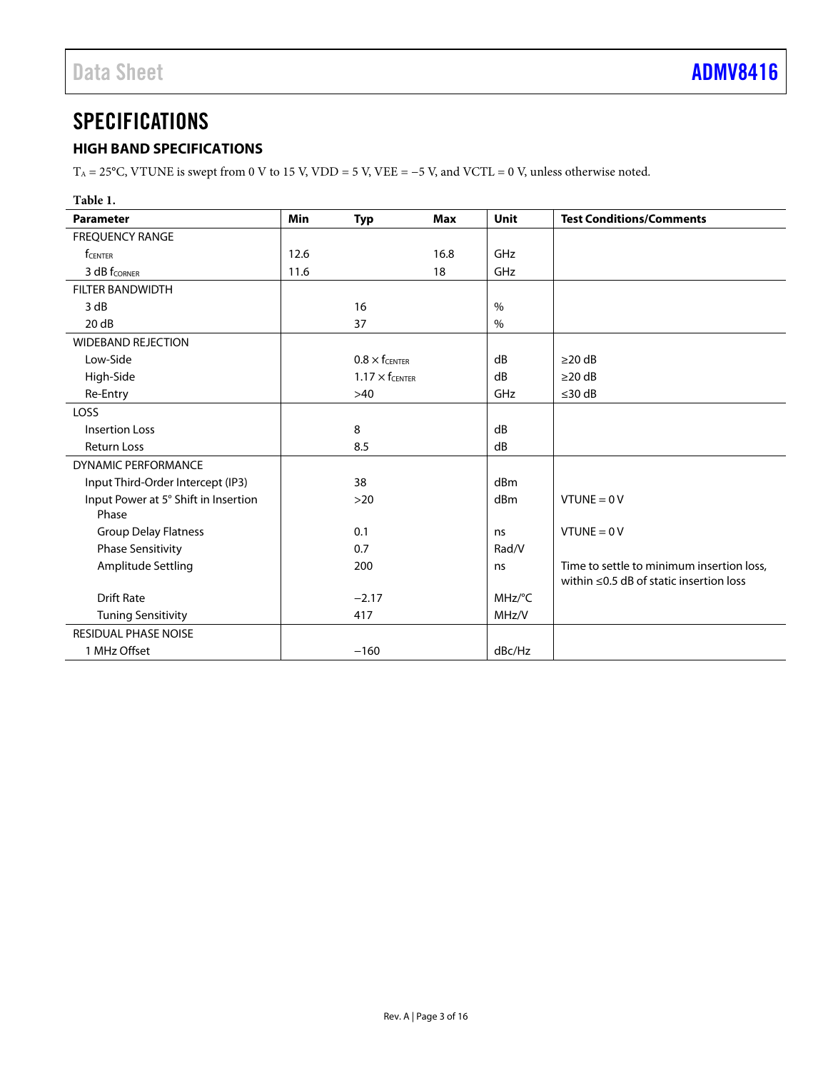# SPECIFICATIONS

## HIGH BAND SPECIFICATIONS

$T_A$ = 25°C, VTUNE is swept from 0 V to 15 V, VDD = 5 V, VEE = −5 V, and VCTL = 0 V, unless otherwise noted.

**Table 1.**

| Parameter | Min | Typ | Max | Unit | Test Conditions/Comments |
|---|---|---|---|---|---|
| FREQUENCY RANGE | | | | | |
| $f_{CENTER}$ | 12.6 | | 16.8 | GHz | |
| 3 dB $f_{CORNER}$ | 11.6 | | 18 | GHz | |
| FILTER BANDWIDTH | | | | | |
| 3 dB | | 16 | | % | |
| 20 dB | | 37 | | % | |
| WIDEBAND REJECTION | | | | | |
| Low-Side | | $0.8 \times f_{CENTER}$ | | dB | ≥20 dB |
| High-Side | | $1.17 \times f_{CENTER}$ | | dB | ≥20 dB |
| Re-Entry | | >40 | | GHz | ≤30 dB |
| LOSS | | | | | |
| Insertion Loss | | 8 | | dB | |
| Return Loss | | 8.5 | | dB | |
| DYNAMIC PERFORMANCE | | | | | |
| Input Third-Order Intercept (IP3) | | 38 | | dBm | |
| Input Power at 5° Shift in Insertion Phase | | >20 | | dBm | VTUNE = 0 V |
| Group Delay Flatness | | 0.1 | | ns | VTUNE = 0 V |
| Phase Sensitivity | | 0.7 | | Rad/V | |
| Amplitude Settling | | 200 | | ns | Time to settle to minimum insertion loss, within ≤0.5 dB of static insertion loss |
| Drift Rate | | −2.17 | | MHz/°C | |
| Tuning Sensitivity | | 417 | | MHz/V | |
| RESIDUAL PHASE NOISE | | | | | |
| 1 MHz Offset | | −160 | | dBc/Hz | |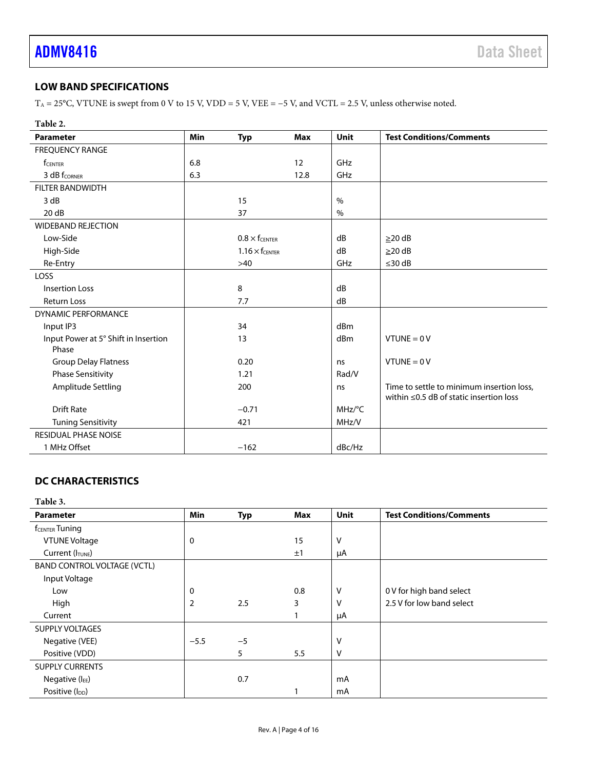## LOW BAND SPECIFICATIONS

$T_A$ = 25°C, VTUNE is swept from 0 V to 15 V, VDD = 5 V, VEE = −5 V, and VCTL = 2.5 V, unless otherwise noted.

Table 2.

| Parameter | Min | Typ | Max | Unit | Test Conditions/Comments |
|---|---|---|---|---|---|
| FREQUENCY RANGE | | | | | |
| $f_{CENTER}$ | 6.8 | | 12 | GHz | |
| 3 dB $f_{CORNER}$ | 6.3 | | 12.8 | GHz | |
| FILTER BANDWIDTH | | | | | |
| 3 dB | | 15 | | % | |
| 20 dB | | 37 | | % | |
| WIDEBAND REJECTION | | | | | |
| Low-Side | | $0.8 \times f_{CENTER}$ | | dB | ≥20 dB |
| High-Side | | $1.16 \times f_{CENTER}$ | | dB | ≥20 dB |
| Re-Entry | | >40 | | GHz | ≤30 dB |
| LOSS | | | | | |
| Insertion Loss | | 8 | | dB | |
| Return Loss | | 7.7 | | dB | |
| DYNAMIC PERFORMANCE | | | | | |
| Input IP3 | | 34 | | dBm | |
| Input Power at 5° Shift in Insertion Phase | | 13 | | dBm | VTUNE = 0 V |
| Group Delay Flatness | | 0.20 | | ns | VTUNE = 0 V |
| Phase Sensitivity | | 1.21 | | Rad/V | |
| Amplitude Settling | | 200 | | ns | Time to settle to minimum insertion loss, within ≤0.5 dB of static insertion loss |
| Drift Rate | | −0.71 | | MHz/°C | |
| Tuning Sensitivity | | 421 | | MHz/V | |
| RESIDUAL PHASE NOISE | | | | | |
| 1 MHz Offset | | −162 | | dBc/Hz | |

## DC CHARACTERISTICS

Table 3.

| Parameter | Min | Typ | Max | Unit | Test Conditions/Comments |
|---|---|---|---|---|---|
| $f_{CENTER}$ Tuning | | | | | |
| VTUNE Voltage | 0 | | 15 | V | |
| Current ($I_{TUNE}$) | | | ±1 | μA | |
| BAND CONTROL VOLTAGE (VCTL) | | | | | |
| Input Voltage | | | | | |
| Low | 0 | | 0.8 | V | 0 V for high band select |
| High | 2 | 2.5 | 3 | V | 2.5 V for low band select |
| Current | | | 1 | μA | |
| SUPPLY VOLTAGES | | | | | |
| Negative (VEE) | −5.5 | −5 | | V | |
| Positive (VDD) | | 5 | 5.5 | V | |
| SUPPLY CURRENTS | | | | | |
| Negative ($I_{EE}$) | | 0.7 | | mA | |
| Positive ($I_{DD}$) | | | 1 | mA | |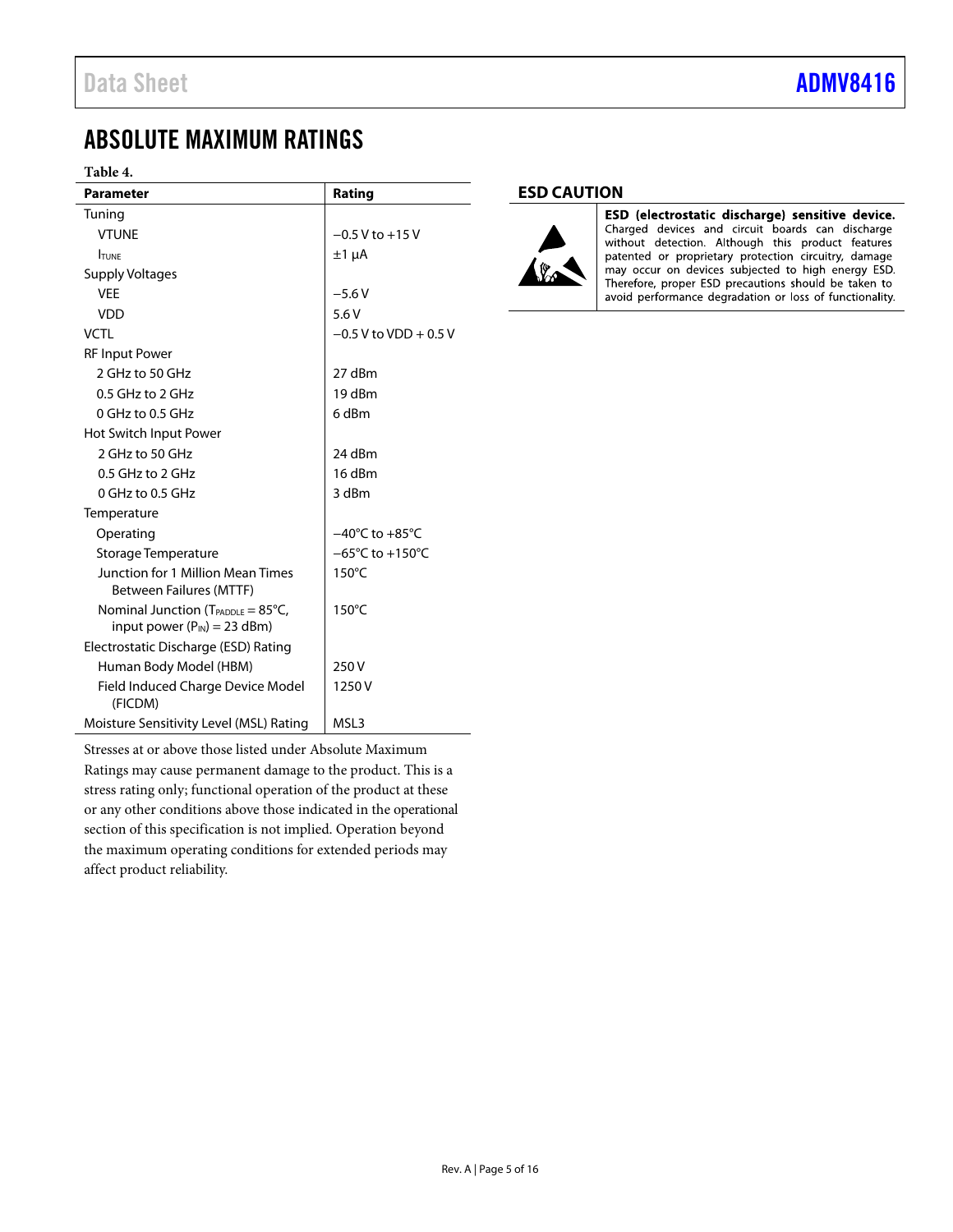# ABSOLUTE MAXIMUM RATINGS

**Table 4.**

| Parameter | Rating |
|---|---|
| Tuning | |
| VTUNE | −0.5 V to +15 V |
| $I_{TUNE}$ | ±1 µA |
| Supply Voltages | |
| VEE | −5.6 V |
| VDD | 5.6 V |
| VCTL | −0.5 V to VDD + 0.5 V |
| RF Input Power | |
| 2 GHz to 50 GHz | 27 dBm |
| 0.5 GHz to 2 GHz | 19 dBm |
| 0 GHz to 0.5 GHz | 6 dBm |
| Hot Switch Input Power | |
| 2 GHz to 50 GHz | 24 dBm |
| 0.5 GHz to 2 GHz | 16 dBm |
| 0 GHz to 0.5 GHz | 3 dBm |
| Temperature | |
| Operating | −40°C to +85°C |
| Storage Temperature | −65°C to +150°C |
| Junction for 1 Million Mean Times Between Failures (MTTF) | 150°C |
| Nominal Junction ($T_{PADDLE}$ = 85°C, input power ($P_{IN}$) = 23 dBm) | 150°C |
| Electrostatic Discharge (ESD) Rating | |
| Human Body Model (HBM) | 250 V |
| Field Induced Charge Device Model (FICDM) | 1250 V |
| Moisture Sensitivity Level (MSL) Rating | MSL3 |

Stresses at or above those listed under Absolute Maximum Ratings may cause permanent damage to the product. This is a stress rating only; functional operation of the product at these or any other conditions above those indicated in the operational section of this specification is not implied. Operation beyond the maximum operating conditions for extended periods may affect product reliability.

## ESD CAUTION

**ESD (electrostatic discharge) sensitive device.** Charged devices and circuit boards can discharge without detection. Although this product features patented or proprietary protection circuitry, damage may occur on devices subjected to high energy ESD. Therefore, proper ESD precautions should be taken to avoid performance degradation or loss of functionality.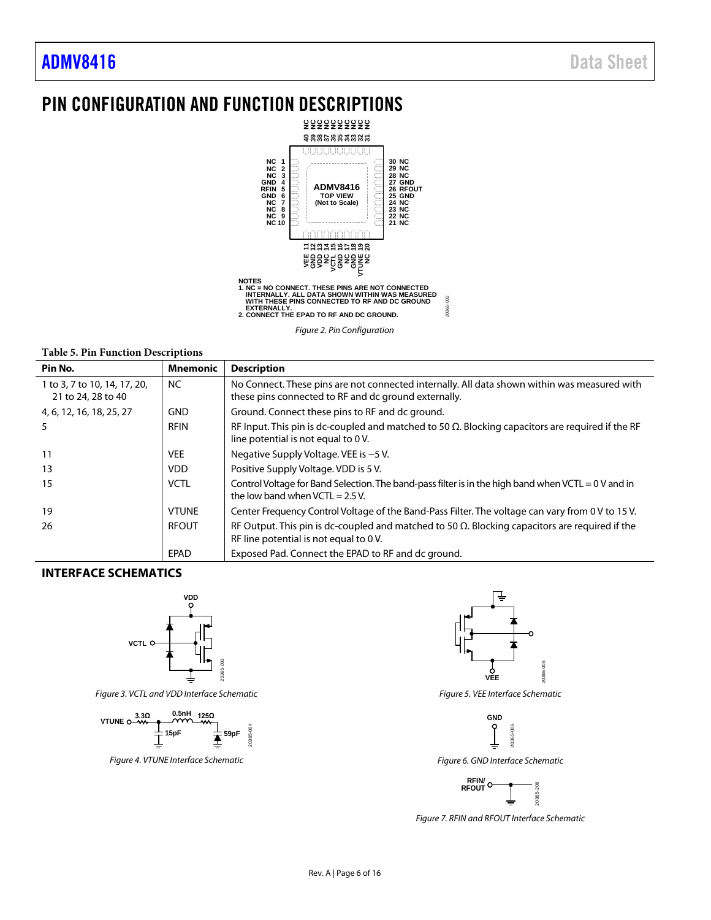# PIN CONFIGURATION AND FUNCTION DESCRIPTIONS

NOTES
1. NC = NO CONNECT. THESE PINS ARE NOT CONNECTED INTERNALLY. ALL DATA SHOWN WITHIN WAS MEASURED WITH THESE PINS CONNECTED TO RF AND DC GROUND EXTERNALLY.
2. CONNECT THE EPAD TO RF AND DC GROUND.

*Figure 2. Pin Configuration*

**Table 5. Pin Function Descriptions**

| Pin No. | Mnemonic | Description |
|---|---|---|
| 1 to 3, 7 to 10, 14, 17, 20, 21 to 24, 28 to 40 | NC | No Connect. These pins are not connected internally. All data shown within was measured with these pins connected to RF and dc ground externally. |
| 4, 6, 12, 16, 18, 25, 27 | GND | Ground. Connect these pins to RF and dc ground. |
| 5 | RFIN | RF Input. This pin is dc-coupled and matched to 50 Ω. Blocking capacitors are required if the RF line potential is not equal to 0 V. |
| 11 | VEE | Negative Supply Voltage. VEE is −5 V. |
| 13 | VDD | Positive Supply Voltage. VDD is 5 V. |
| 15 | VCTL | Control Voltage for Band Selection. The band-pass filter is in the high band when VCTL = 0 V and in the low band when VCTL = 2.5 V. |
| 19 | VTUNE | Center Frequency Control Voltage of the Band-Pass Filter. The voltage can vary from 0 V to 15 V. |
| 26 | RFOUT | RF Output. This pin is dc-coupled and matched to 50 Ω. Blocking capacitors are required if the RF line potential is not equal to 0 V. |
| | EPAD | Exposed Pad. Connect the EPAD to RF and dc ground. |

## INTERFACE SCHEMATICS

*Figure 3. VCTL and VDD Interface Schematic*

*Figure 4. VTUNE Interface Schematic*

*Figure 5. VEE Interface Schematic*

*Figure 6. GND Interface Schematic*

*Figure 7. RFIN and RFOUT Interface Schematic*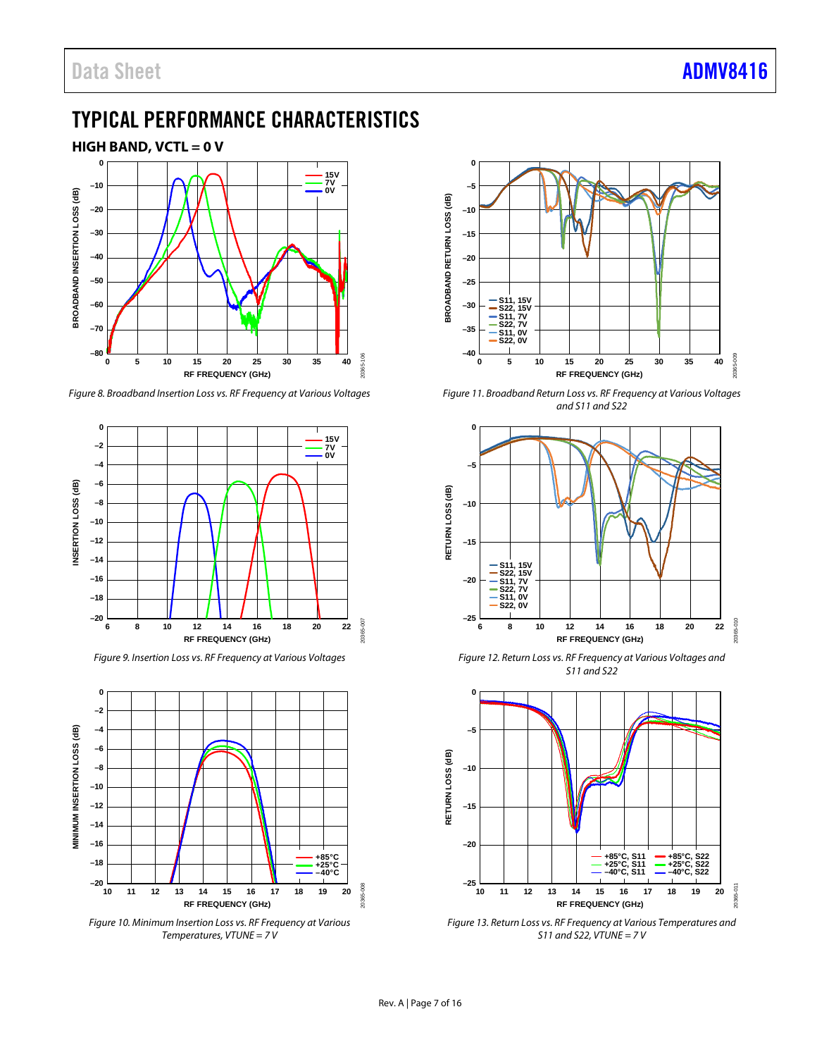# TYPICAL PERFORMANCE CHARACTERISTICS

## HIGH BAND, VCTL = 0 V

*Figure 8. Broadband Insertion Loss vs. RF Frequency at Various Voltages*

*Figure 9. Insertion Loss vs. RF Frequency at Various Voltages*

*Figure 10. Minimum Insertion Loss vs. RF Frequency at Various Temperatures, VTUNE = 7 V*

*Figure 11. Broadband Return Loss vs. RF Frequency at Various Voltages and S11 and S22*

*Figure 12. Return Loss vs. RF Frequency at Various Voltages and S11 and S22*

*Figure 13. Return Loss vs. RF Frequency at Various Temperatures and S11 and S22, VTUNE = 7 V*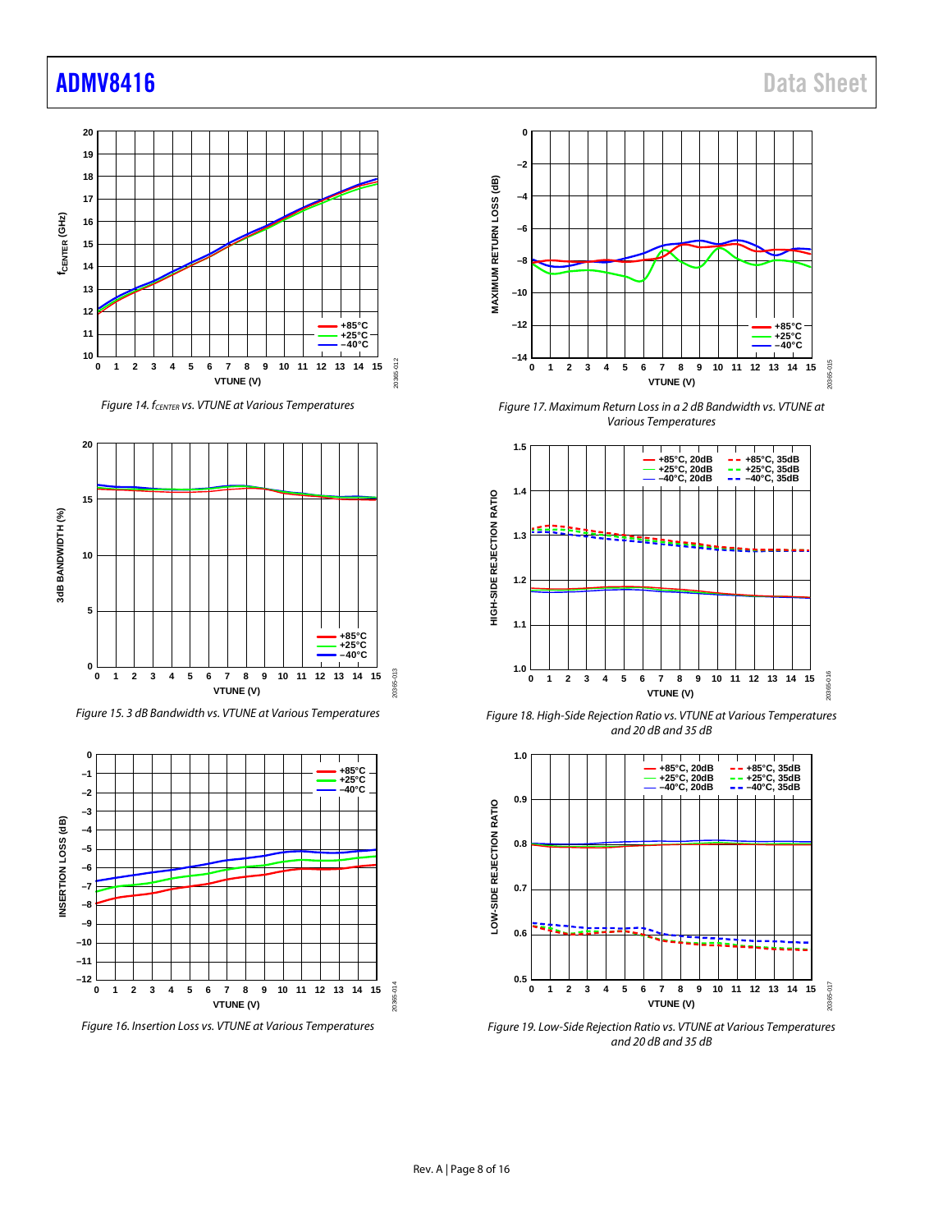Figure 14. $f_{CENTER}$ vs. VTUNE at Various Temperatures

Figure 15. 3 dB Bandwidth vs. VTUNE at Various Temperatures

Figure 16. Insertion Loss vs. VTUNE at Various Temperatures

Figure 17. Maximum Return Loss in a 2 dB Bandwidth vs. VTUNE at Various Temperatures

Figure 18. High-Side Rejection Ratio vs. VTUNE at Various Temperatures and 20 dB and 35 dB

Figure 19. Low-Side Rejection Ratio vs. VTUNE at Various Temperatures and 20 dB and 35 dB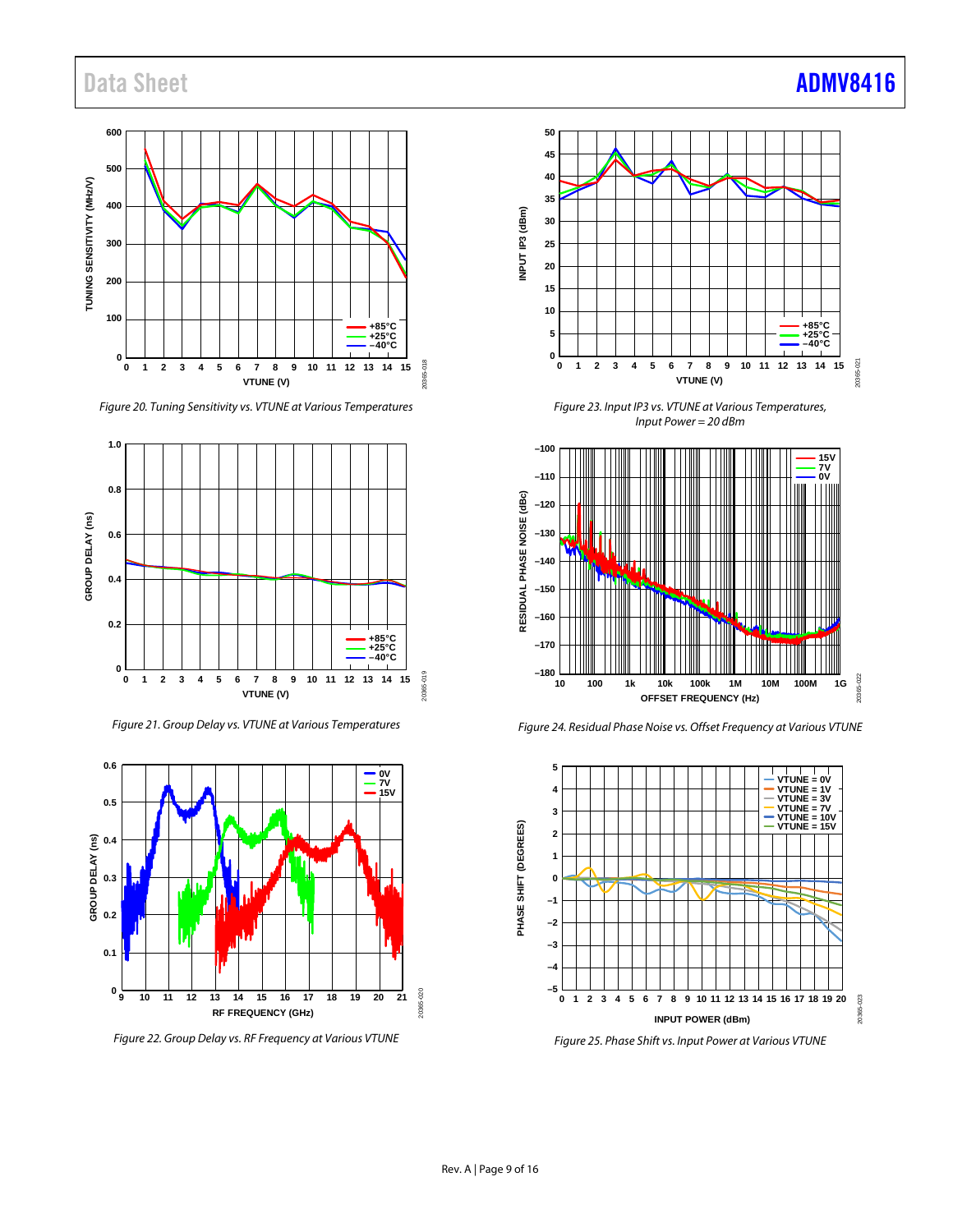Figure 20. Tuning Sensitivity vs. VTUNE at Various Temperatures

Figure 21. Group Delay vs. VTUNE at Various Temperatures

Figure 22. Group Delay vs. RF Frequency at Various VTUNE

Figure 23. Input IP3 vs. VTUNE at Various Temperatures, Input Power = 20 dBm

Figure 24. Residual Phase Noise vs. Offset Frequency at Various VTUNE

Figure 25. Phase Shift vs. Input Power at Various VTUNE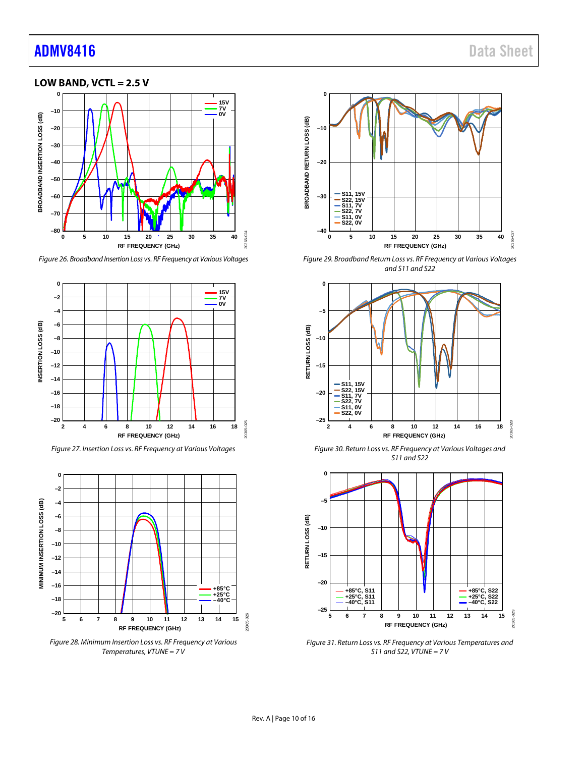## LOW BAND, VCTL = 2.5 V

Figure 26. Broadband Insertion Loss vs. RF Frequency at Various Voltages

Figure 27. Insertion Loss vs. RF Frequency at Various Voltages

Figure 28. Minimum Insertion Loss vs. RF Frequency at Various Temperatures, VTUNE = 7 V

Figure 29. Broadband Return Loss vs. RF Frequency at Various Voltages and S11 and S22

Figure 30. Return Loss vs. RF Frequency at Various Voltages and S11 and S22

Figure 31. Return Loss vs. RF Frequency at Various Temperatures and S11 and S22, VTUNE = 7 V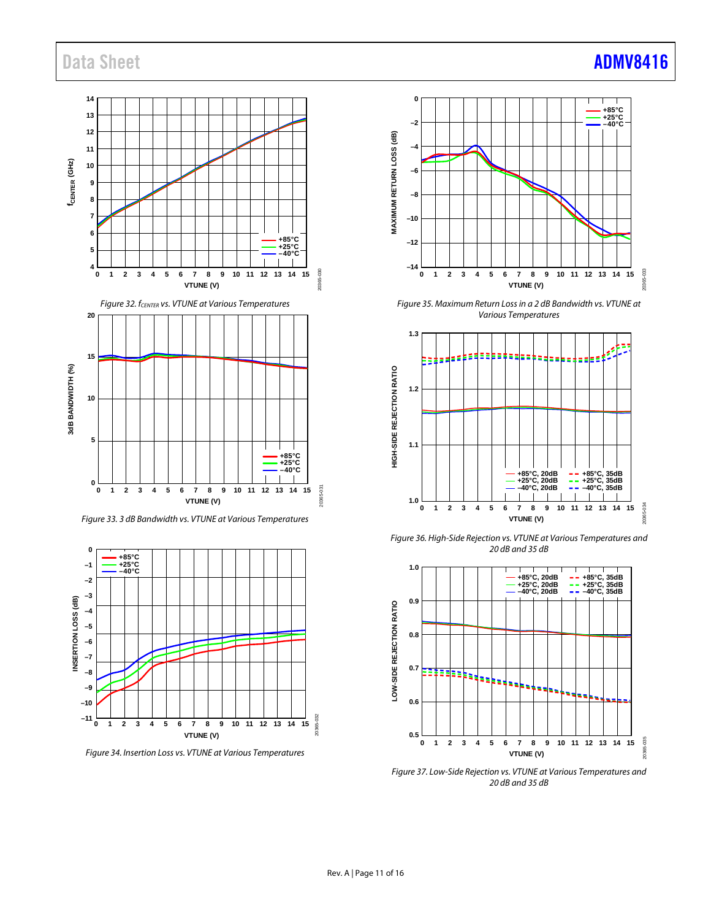Figure 32. $f_{CENTER}$ vs. VTUNE at Various Temperatures

Figure 33. 3 dB Bandwidth vs. VTUNE at Various Temperatures

Figure 34. Insertion Loss vs. VTUNE at Various Temperatures

Figure 35. Maximum Return Loss in a 2 dB Bandwidth vs. VTUNE at Various Temperatures

Figure 36. High-Side Rejection vs. VTUNE at Various Temperatures and 20 dB and 35 dB

Figure 37. Low-Side Rejection vs. VTUNE at Various Temperatures and 20 dB and 35 dB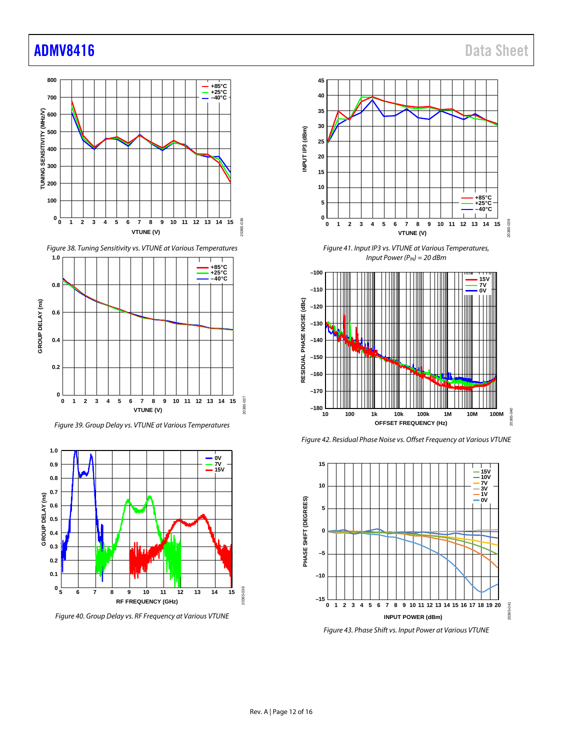Figure 38. Tuning Sensitivity vs. VTUNE at Various Temperatures

Figure 39. Group Delay vs. VTUNE at Various Temperatures

Figure 40. Group Delay vs. RF Frequency at Various VTUNE

Figure 41. Input IP3 vs. VTUNE at Various Temperatures, Input Power ($P_{IN}$) = 20 dBm

Figure 42. Residual Phase Noise vs. Offset Frequency at Various VTUNE

Figure 43. Phase Shift vs. Input Power at Various VTUNE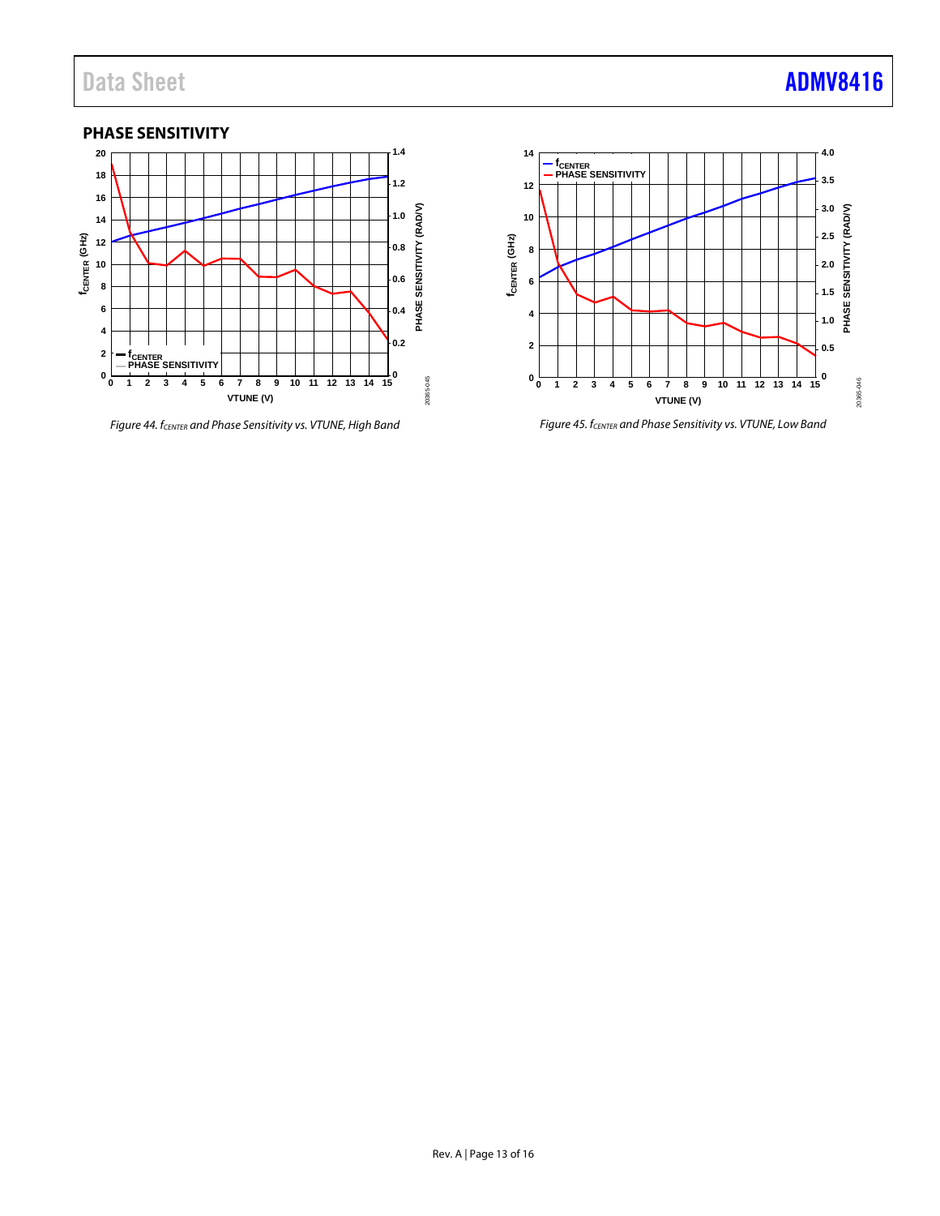## PHASE SENSITIVITY

*Figure 44. $f_{CENTER}$ and Phase Sensitivity vs. VTUNE, High Band*

*Figure 45. $f_{CENTER}$ and Phase Sensitivity vs. VTUNE, Low Band*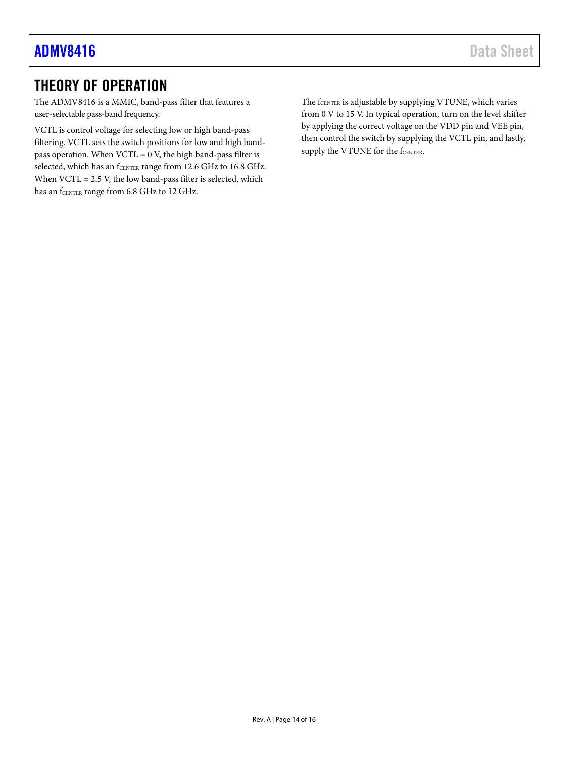# THEORY OF OPERATION

The ADMV8416 is a MMIC, band-pass filter that features a user-selectable pass-band frequency.

VCTL is control voltage for selecting low or high band-pass filtering. VCTL sets the switch positions for low and high band-pass operation. When VCTL = 0 V, the high band-pass filter is selected, which has an $f_{CENTER}$ range from 12.6 GHz to 16.8 GHz. When VCTL = 2.5 V, the low band-pass filter is selected, which has an $f_{CENTER}$ range from 6.8 GHz to 12 GHz.

The $f_{CENTER}$ is adjustable by supplying VTUNE, which varies from 0 V to 15 V. In typical operation, turn on the level shifter by applying the correct voltage on the VDD pin and VEE pin, then control the switch by supplying the VCTL pin, and lastly, supply the VTUNE for the $f_{CENTER}$.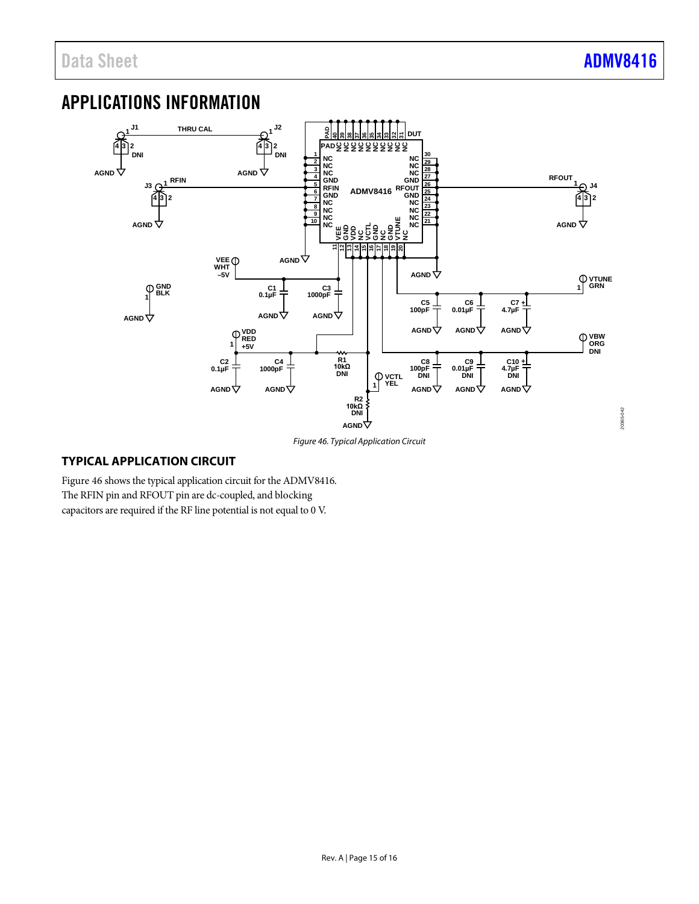# APPLICATIONS INFORMATION

*Figure 46. Typical Application Circuit*

## TYPICAL APPLICATION CIRCUIT

Figure 46 shows the typical application circuit for the ADMV8416. The RFIN pin and RFOUT pin are dc-coupled, and blocking capacitors are required if the RF line potential is not equal to 0 V.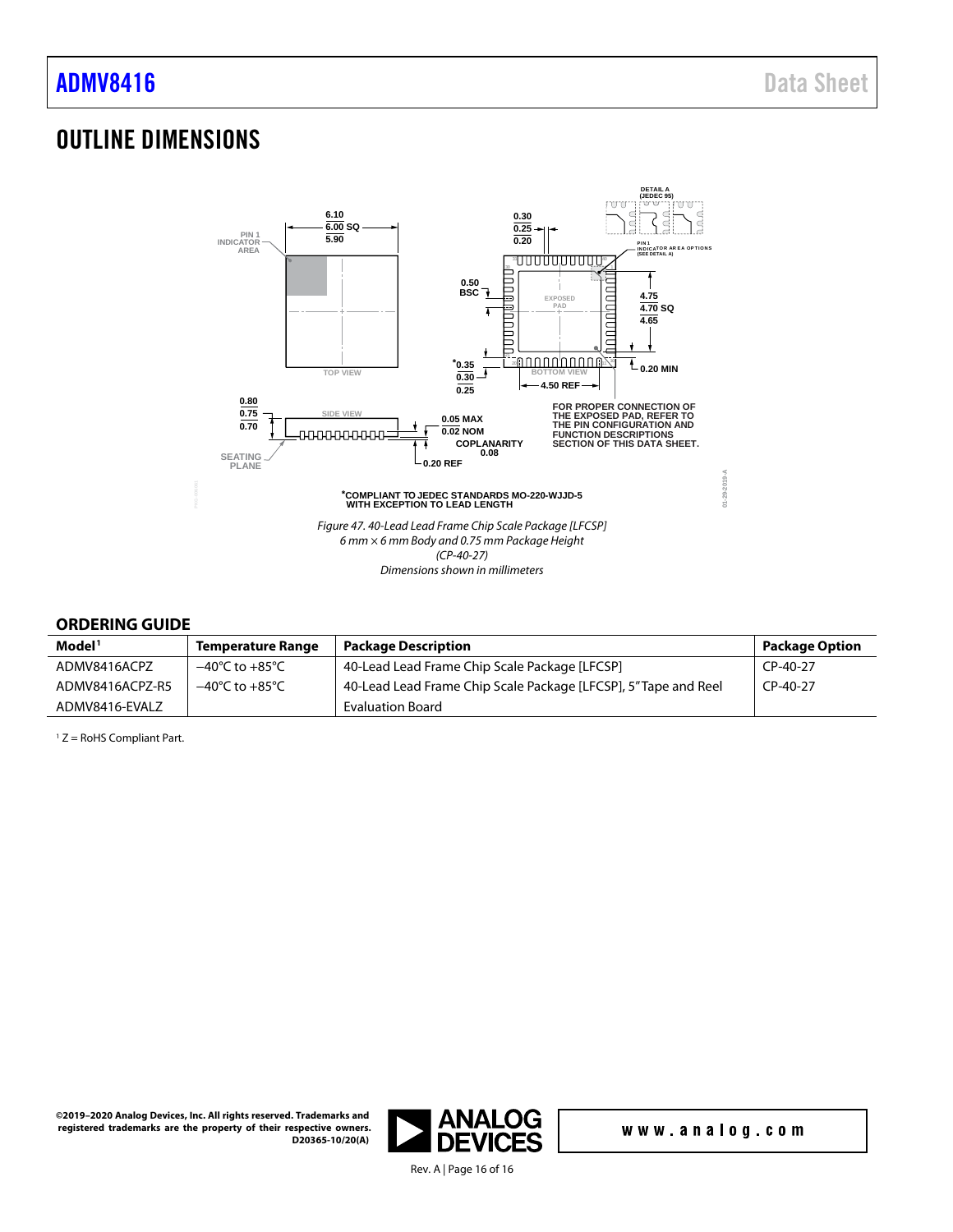# OUTLINE DIMENSIONS

DETAIL A
(JEDEC 95)

PIN 1
INDICATOR
AREA

6.10
6.00 SQ
5.90

0.30
0.25
0.20

PIN 1
INDICATOR AREA OPTIONS
(SEE DETAIL A)

0.50
BSC

EXPOSED
PAD

4.75
4.70 SQ
4.65

TOP VIEW

*0.35
0.30
0.25

BOTTOM VIEW

0.20 MIN

4.50 REF

0.80
0.75
0.70

SIDE VIEW

0.05 MAX
0.02 NOM

COPLANARITY
0.08

0.20 REF

SEATING
PLANE

FOR PROPER CONNECTION OF THE EXPOSED PAD, REFER TO THE PIN CONFIGURATION AND FUNCTION DESCRIPTIONS SECTION OF THIS DATA SHEET.

*COMPLIANT TO JEDEC STANDARDS MO-220-WJJD-5
WITH EXCEPTION TO LEAD LENGTH

01-29-2019-A

*Figure 47. 40-Lead Lead Frame Chip Scale Package [LFCSP]*
*6 mm × 6 mm Body and 0.75 mm Package Height*
*(CP-40-27)*
*Dimensions shown in millimeters*

## ORDERING GUIDE

| Model[1] | Temperature Range | Package Description | Package Option |
|---|---|---|---|
| ADMV8416ACPZ | −40°C to +85°C | 40-Lead Lead Frame Chip Scale Package [LFCSP] | CP-40-27 |
| ADMV8416ACPZ-R5 | −40°C to +85°C | 40-Lead Lead Frame Chip Scale Package [LFCSP], 5" Tape and Reel | CP-40-27 |
| ADMV8416-EVALZ | | Evaluation Board | |

[1] Z = RoHS Compliant Part.

**©2019–2020 Analog Devices, Inc. All rights reserved. Trademarks and registered trademarks are the property of their respective owners. D20365-10/20(A)**